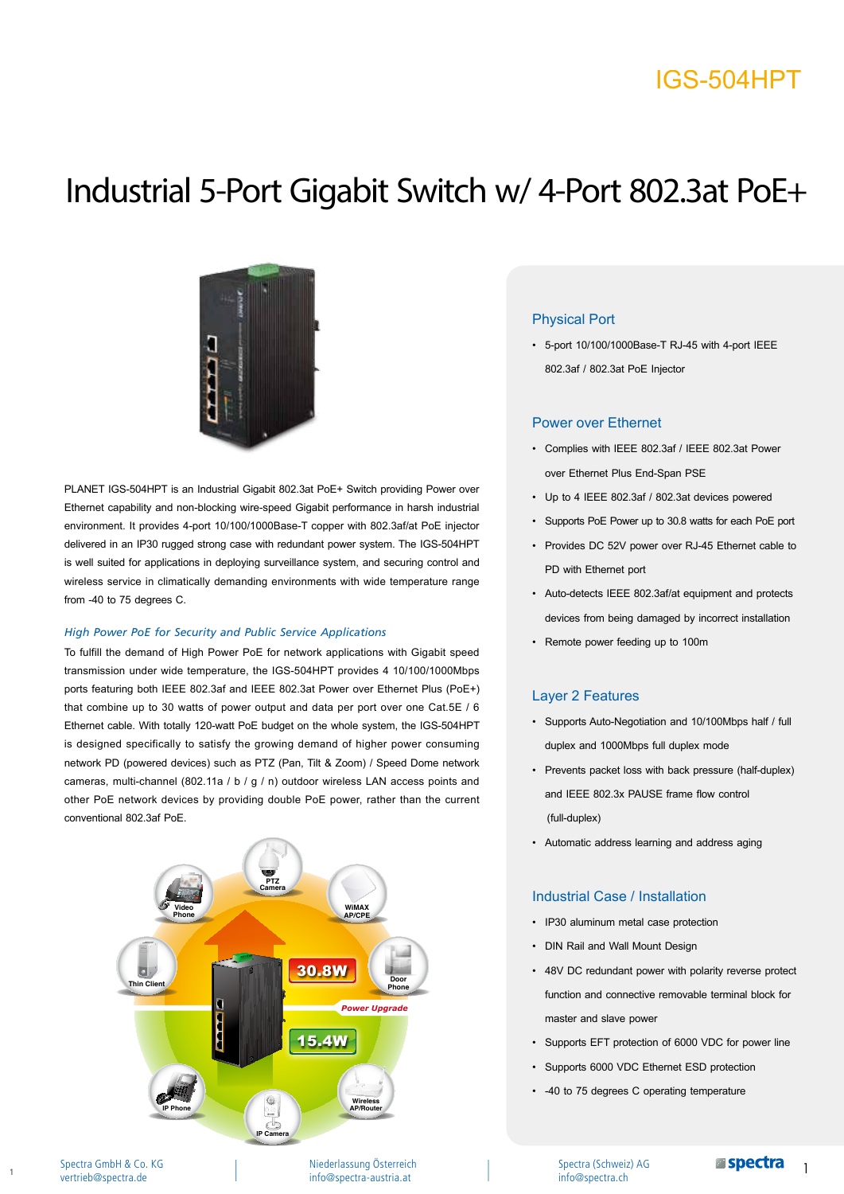IGS-504HPT

# Industrial 5-Port Gigabit Switch w/ 4-Port 802.3at PoE+

PLANET IGS-504HPT is an Industrial Gigabit 802.3at PoE+ Switch providing Power over Ethernet capability and non-blocking wire-speed Gigabit performance in harsh industrial environment. It provides 4-port 10/100/1000Base-T copper with 802.3af/at PoE injector delivered in an IP30 rugged strong case with redundant power system. The IGS-504HPT is well suited for applications in deploying surveillance system, and securing control and wireless service in climatically demanding environments with wide temperature range from -40 to 75 degrees C.

### *High Power PoE for Security and Public Service Applications*

To fulfill the demand of High Power PoE for network applications with Gigabit speed transmission under wide temperature, the IGS-504HPT provides 4 10/100/1000Mbps ports featuring both IEEE 802.3af and IEEE 802.3at Power over Ethernet Plus (PoE+) that combine up to 30 watts of power output and data per port over one Cat.5E / 6 Ethernet cable. With totally 120-watt PoE budget on the whole system, the IGS-504HPT is designed specifically to satisfy the growing demand of higher power consuming network PD (powered devices) such as PTZ (Pan, Tilt & Zoom) / Speed Dome network cameras, multi-channel (802.11a / b / g / n) outdoor wireless LAN access points and other PoE network devices by providing double PoE power, rather than the current conventional 802.3af PoE.

## Physical Port

- 5-port 10/100/1000Base-T RJ-45 with 4-port IEEE 802.3af / 802.3at PoE Injector

## Power over Ethernet

- Complies with IEEE 802.3af / IEEE 802.3at Power over Ethernet Plus End-Span PSE
- Up to 4 IEEE 802.3af / 802.3at devices powered
- Supports PoE Power up to 30.8 watts for each PoE port
- Provides DC 52V power over RJ-45 Ethernet cable to PD with Ethernet port
- Auto-detects IEEE 802.3af/at equipment and protects devices from being damaged by incorrect installation
- Remote power feeding up to 100m

## Layer 2 Features

- Supports Auto-Negotiation and 10/100Mbps half / full duplex and 1000Mbps full duplex mode
- Prevents packet loss with back pressure (half-duplex) and IEEE 802.3x PAUSE frame flow control (full-duplex)
- Automatic address learning and address aging

## Industrial Case / Installation

- IP30 aluminum metal case protection
- DIN Rail and Wall Mount Design
- 48V DC redundant power with polarity reverse protect function and connective removable terminal block for master and slave power
- Supports EFT protection of 6000 VDC for power line
- Supports 6000 VDC Ethernet ESD protection
- -40 to 75 degrees C operating temperature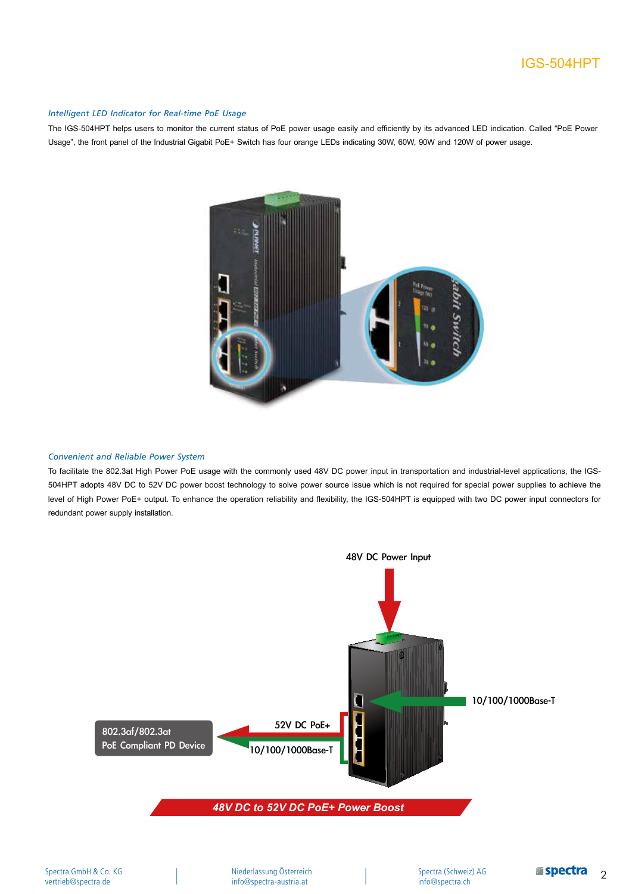### *Intelligent LED Indicator for Real-time PoE Usage*

The IGS-504HPT helps users to monitor the current status of PoE power usage easily and efficiently by its advanced LED indication. Called "PoE Power Usage", the front panel of the Industrial Gigabit PoE+ Switch has four orange LEDs indicating 30W, 60W, 90W and 120W of power usage.

### *Convenient and Reliable Power System*

To facilitate the 802.3at High Power PoE usage with the commonly used 48V DC power input in transportation and industrial-level applications, the IGS-504HPT adopts 48V DC to 52V DC power boost technology to solve power source issue which is not required for special power supplies to achieve the level of High Power PoE+ output. To enhance the operation reliability and flexibility, the IGS-504HPT is equipped with two DC power input connectors for redundant power supply installation.

48V DC Power Input

10/100/1000Base-T

52V DC PoE+

10/100/1000Base-T

802.3af/802.3at PoE Compliant PD Device

**48V DC to 52V DC PoE+ Power Boost**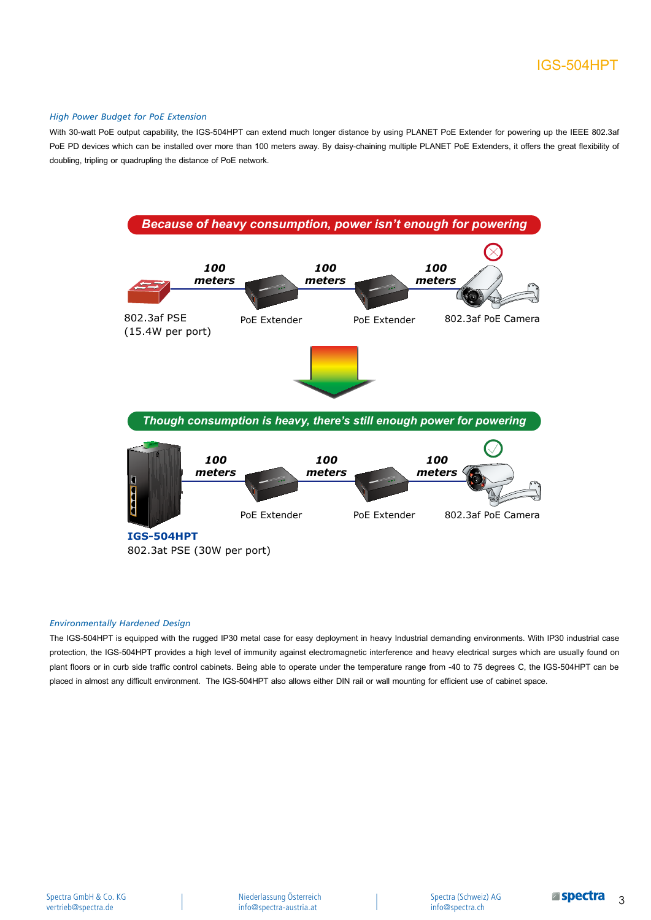### High Power Budget for PoE Extension

With 30-watt PoE output capability, the IGS-504HPT can extend much longer distance by using PLANET PoE Extender for powering up the IEEE 802.3af PoE PD devices which can be installed over more than 100 meters away. By daisy-chaining multiple PLANET PoE Extenders, it offers the great flexibility of doubling, tripling or quadrupling the distance of PoE network.

**Because of heavy consumption, power isn't enough for powering**

802.3af PSE (15.4W per port) — 100 meters — PoE Extender — 100 meters — PoE Extender — 100 meters — 802.3af PoE Camera

**Though consumption is heavy, there's still enough power for powering**

**IGS-504HPT** 802.3at PSE (30W per port) — 100 meters — PoE Extender — 100 meters — PoE Extender — 100 meters — 802.3af PoE Camera

### Environmentally Hardened Design

The IGS-504HPT is equipped with the rugged IP30 metal case for easy deployment in heavy Industrial demanding environments. With IP30 industrial case protection, the IGS-504HPT provides a high level of immunity against electromagnetic interference and heavy electrical surges which are usually found on plant floors or in curb side traffic control cabinets. Being able to operate under the temperature range from -40 to 75 degrees C, the IGS-504HPT can be placed in almost any difficult environment. The IGS-504HPT also allows either DIN rail or wall mounting for efficient use of cabinet space.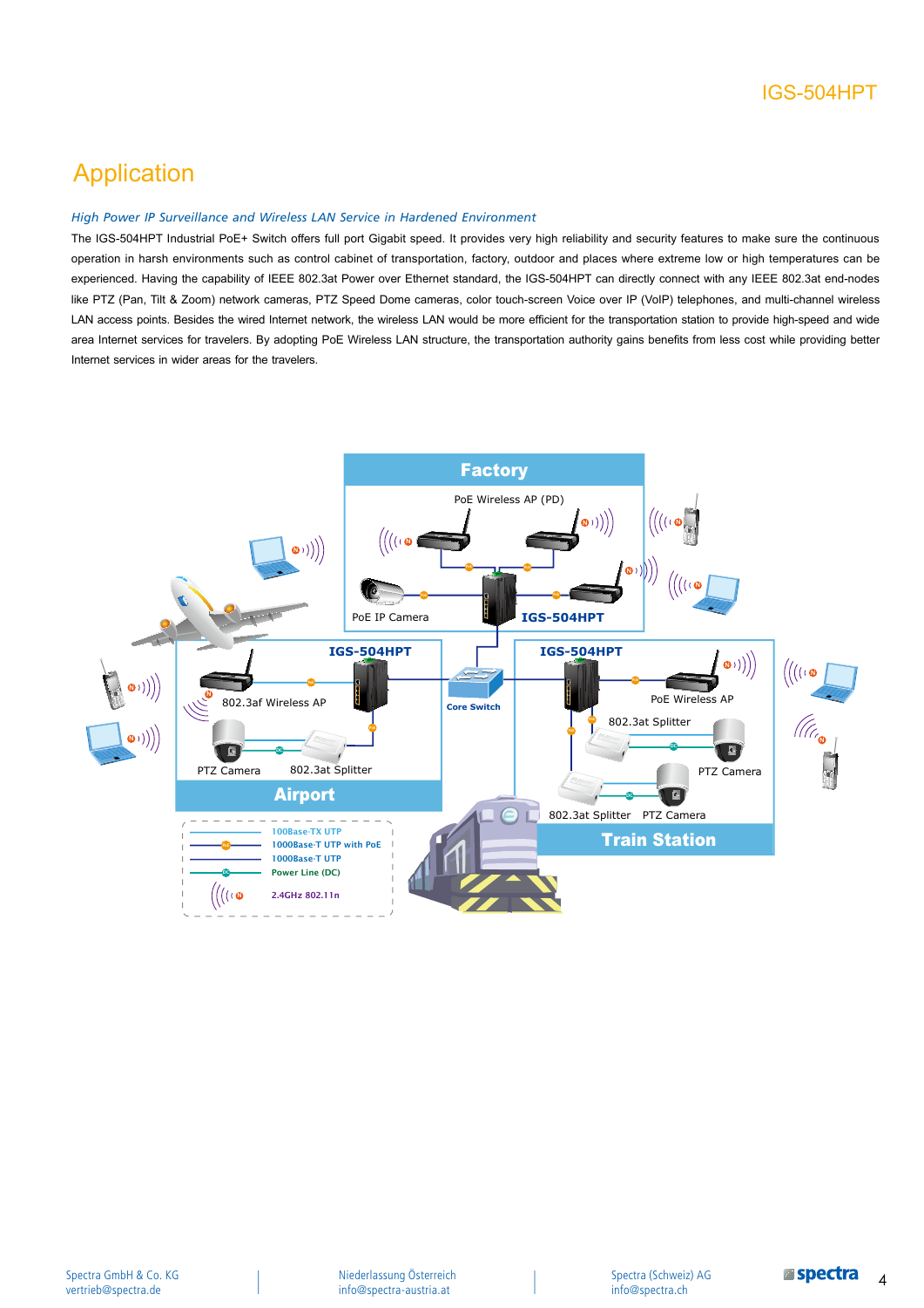# Application

*High Power IP Surveillance and Wireless LAN Service in Hardened Environment*

The IGS-504HPT Industrial PoE+ Switch offers full port Gigabit speed. It provides very high reliability and security features to make sure the continuous operation in harsh environments such as control cabinet of transportation, factory, outdoor and places where extreme low or high temperatures can be experienced. Having the capability of IEEE 802.3at Power over Ethernet standard, the IGS-504HPT can directly connect with any IEEE 802.3at end-nodes like PTZ (Pan, Tilt & Zoom) network cameras, PTZ Speed Dome cameras, color touch-screen Voice over IP (VoIP) telephones, and multi-channel wireless LAN access points. Besides the wired Internet network, the wireless LAN would be more efficient for the transportation station to provide high-speed and wide area Internet services for travelers. By adopting PoE Wireless LAN structure, the transportation authority gains benefits from less cost while providing better Internet services in wider areas for the travelers.

Factory
PoE Wireless AP (PD)
PoE IP Camera
IGS-504HPT

Airport
IGS-504HPT
802.3af Wireless AP
PTZ Camera
802.3at Splitter

Core Switch

Train Station
IGS-504HPT
PoE Wireless AP
802.3at Splitter
PTZ Camera
802.3at Splitter
PTZ Camera

100Base-TX UTP
1000Base-T UTP with PoE
1000Base-T UTP
Power Line (DC)
2.4GHz 802.11n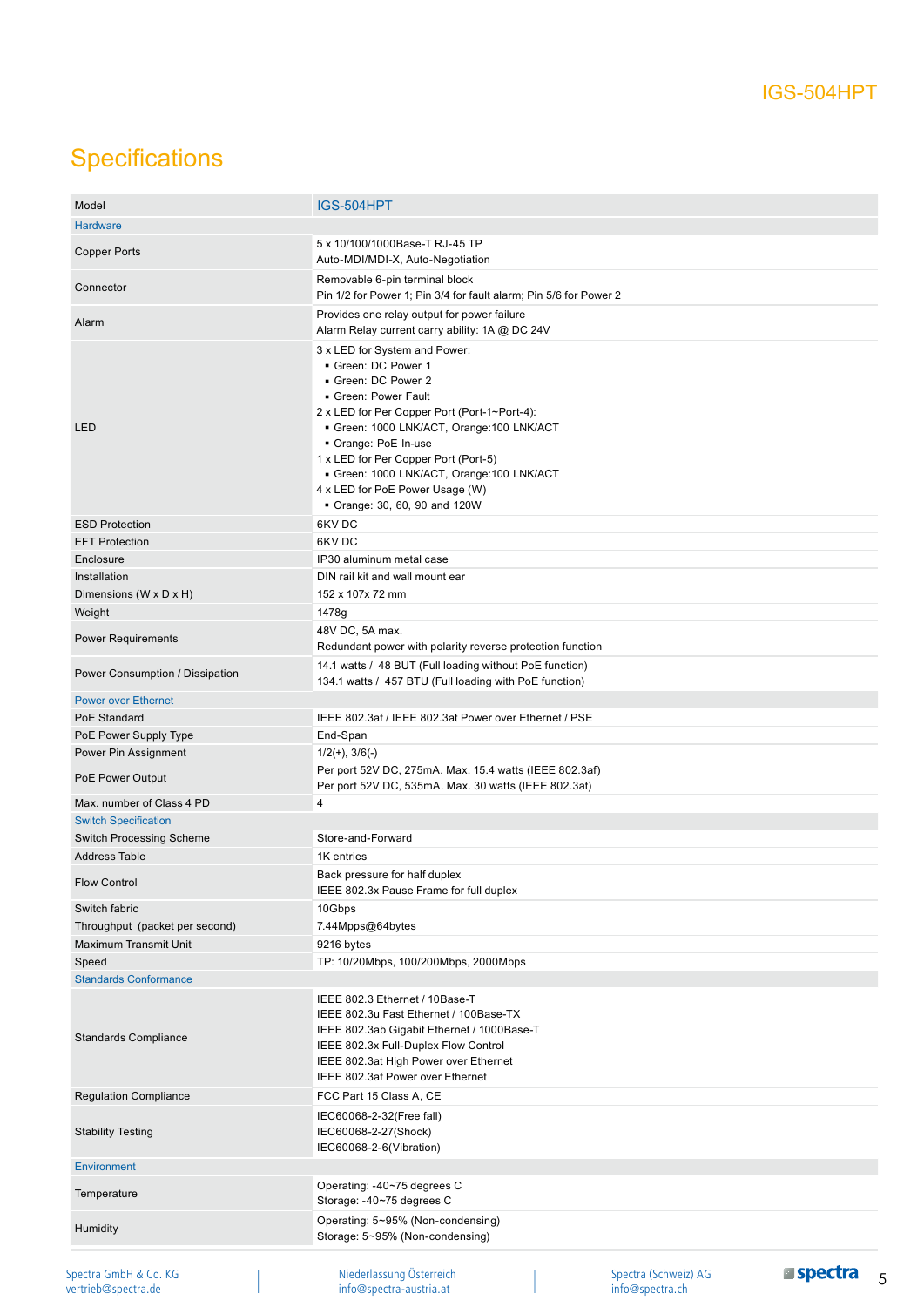## Specifications

| Model | IGS-504HPT |
|---|---|
| **Hardware** | |
| Copper Ports | 5 x 10/100/1000Base-T RJ-45 TP<br>Auto-MDI/MDI-X, Auto-Negotiation |
| Connector | Removable 6-pin terminal block<br>Pin 1/2 for Power 1; Pin 3/4 for fault alarm; Pin 5/6 for Power 2 |
| Alarm | Provides one relay output for power failure<br>Alarm Relay current carry ability: 1A @ DC 24V |
| LED | 3 x LED for System and Power:<br>▪ Green: DC Power 1<br>▪ Green: DC Power 2<br>▪ Green: Power Fault<br>2 x LED for Per Copper Port (Port-1~Port-4):<br>▪ Green: 1000 LNK/ACT, Orange:100 LNK/ACT<br>▪ Orange: PoE In-use<br>1 x LED for Per Copper Port (Port-5)<br>▪ Green: 1000 LNK/ACT, Orange:100 LNK/ACT<br>4 x LED for PoE Power Usage (W)<br>▪ Orange: 30, 60, 90 and 120W |
| ESD Protection | 6KV DC |
| EFT Protection | 6KV DC |
| Enclosure | IP30 aluminum metal case |
| Installation | DIN rail kit and wall mount ear |
| Dimensions (W x D x H) | 152 x 107x 72 mm |
| Weight | 1478g |
| Power Requirements | 48V DC, 5A max.<br>Redundant power with polarity reverse protection function |
| Power Consumption / Dissipation | 14.1 watts / 48 BUT (Full loading without PoE function)<br>134.1 watts / 457 BTU (Full loading with PoE function) |
| **Power over Ethernet** | |
| PoE Standard | IEEE 802.3af / IEEE 802.3at Power over Ethernet / PSE |
| PoE Power Supply Type | End-Span |
| Power Pin Assignment | 1/2(+), 3/6(-) |
| PoE Power Output | Per port 52V DC, 275mA. Max. 15.4 watts (IEEE 802.3af)<br>Per port 52V DC, 535mA. Max. 30 watts (IEEE 802.3at) |
| Max. number of Class 4 PD | 4 |
| **Switch Specification** | |
| Switch Processing Scheme | Store-and-Forward |
| Address Table | 1K entries |
| Flow Control | Back pressure for half duplex<br>IEEE 802.3x Pause Frame for full duplex |
| Switch fabric | 10Gbps |
| Throughput (packet per second) | 7.44Mpps@64bytes |
| Maximum Transmit Unit | 9216 bytes |
| Speed | TP: 10/20Mbps, 100/200Mbps, 2000Mbps |
| **Standards Conformance** | |
| Standards Compliance | IEEE 802.3 Ethernet / 10Base-T<br>IEEE 802.3u Fast Ethernet / 100Base-TX<br>IEEE 802.3ab Gigabit Ethernet / 1000Base-T<br>IEEE 802.3x Full-Duplex Flow Control<br>IEEE 802.3at High Power over Ethernet<br>IEEE 802.3af Power over Ethernet |
| Regulation Compliance | FCC Part 15 Class A, CE |
| Stability Testing | IEC60068-2-32(Free fall)<br>IEC60068-2-27(Shock)<br>IEC60068-2-6(Vibration) |
| **Environment** | |
| Temperature | Operating: -40~75 degrees C<br>Storage: -40~75 degrees C |
| Humidity | Operating: 5~95% (Non-condensing)<br>Storage: 5~95% (Non-condensing) |

Spectra GmbH & Co. KG
vertrieb@spectra.de

Niederlassung Österreich
info@spectra-austria.at

Spectra (Schweiz) AG
info@spectra.ch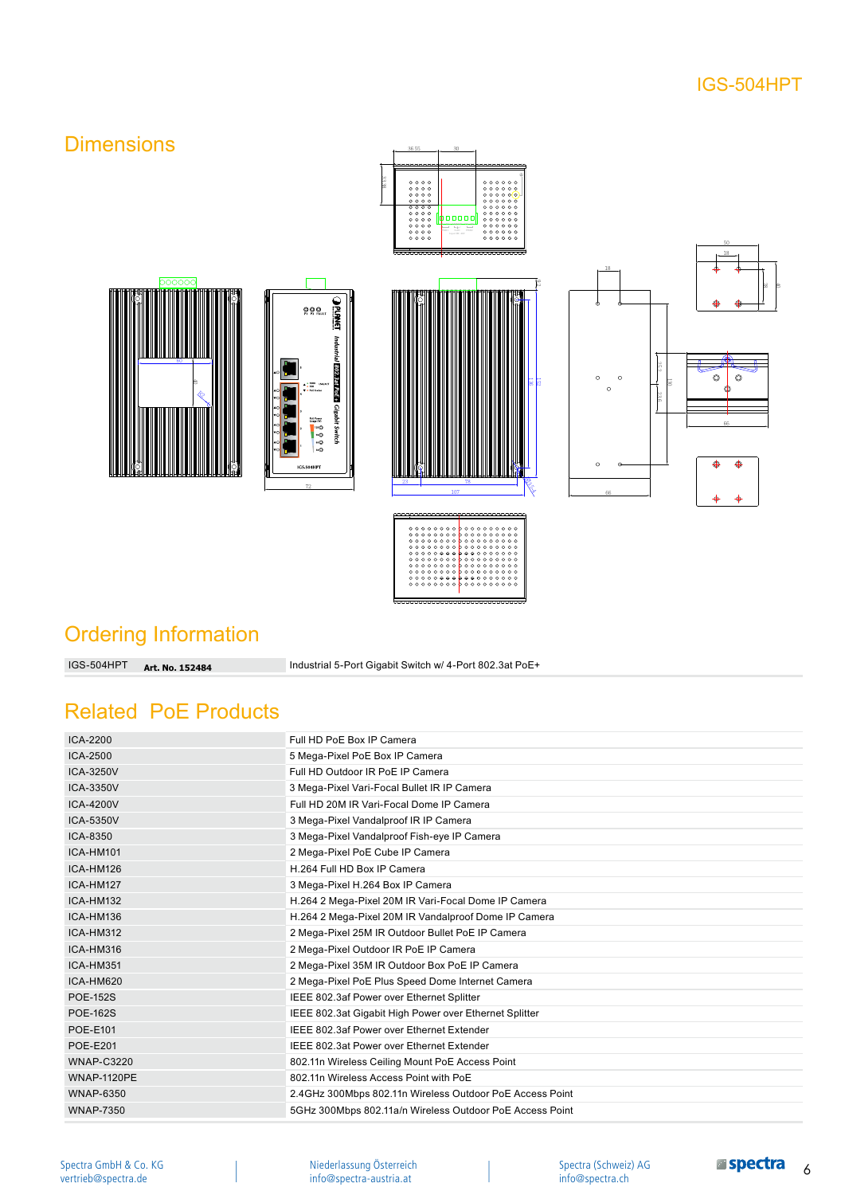## Dimensions

## Ordering Information

| IGS-504HPT **Art. No. 152484** | Industrial 5-Port Gigabit Switch w/ 4-Port 802.3at PoE+ |
|---|---|

## Related PoE Products

| | |
|---|---|
| ICA-2200 | Full HD PoE Box IP Camera |
| ICA-2500 | 5 Mega-Pixel PoE Box IP Camera |
| ICA-3250V | Full HD Outdoor IR PoE IP Camera |
| ICA-3350V | 3 Mega-Pixel Vari-Focal Bullet IR IP Camera |
| ICA-4200V | Full HD 20M IR Vari-Focal Dome IP Camera |
| ICA-5350V | 3 Mega-Pixel Vandalproof IR IP Camera |
| ICA-8350 | 3 Mega-Pixel Vandalproof Fish-eye IP Camera |
| ICA-HM101 | 2 Mega-Pixel PoE Cube IP Camera |
| ICA-HM126 | H.264 Full HD Box IP Camera |
| ICA-HM127 | 3 Mega-Pixel H.264 Box IP Camera |
| ICA-HM132 | H.264 2 Mega-Pixel 20M IR Vari-Focal Dome IP Camera |
| ICA-HM136 | H.264 2 Mega-Pixel 20M IR Vandalproof Dome IP Camera |
| ICA-HM312 | 2 Mega-Pixel 25M IR Outdoor Bullet PoE IP Camera |
| ICA-HM316 | 2 Mega-Pixel Outdoor IR PoE IP Camera |
| ICA-HM351 | 2 Mega-Pixel 35M IR Outdoor Box PoE IP Camera |
| ICA-HM620 | 2 Mega-Pixel PoE Plus Speed Dome Internet Camera |
| POE-152S | IEEE 802.3af Power over Ethernet Splitter |
| POE-162S | IEEE 802.3at Gigabit High Power over Ethernet Splitter |
| POE-E101 | IEEE 802.3af Power over Ethernet Extender |
| POE-E201 | IEEE 802.3at Power over Ethernet Extender |
| WNAP-C3220 | 802.11n Wireless Ceiling Mount PoE Access Point |
| WNAP-1120PE | 802.11n Wireless Access Point with PoE |
| WNAP-6350 | 2.4GHz 300Mbps 802.11n Wireless Outdoor PoE Access Point |
| WNAP-7350 | 5GHz 300Mbps 802.11a/n Wireless Outdoor PoE Access Point |

Spectra GmbH & Co. KG
vertrieb@spectra.de

Niederlassung Österreich
info@spectra-austria.at

Spectra (Schweiz) AG
info@spectra.ch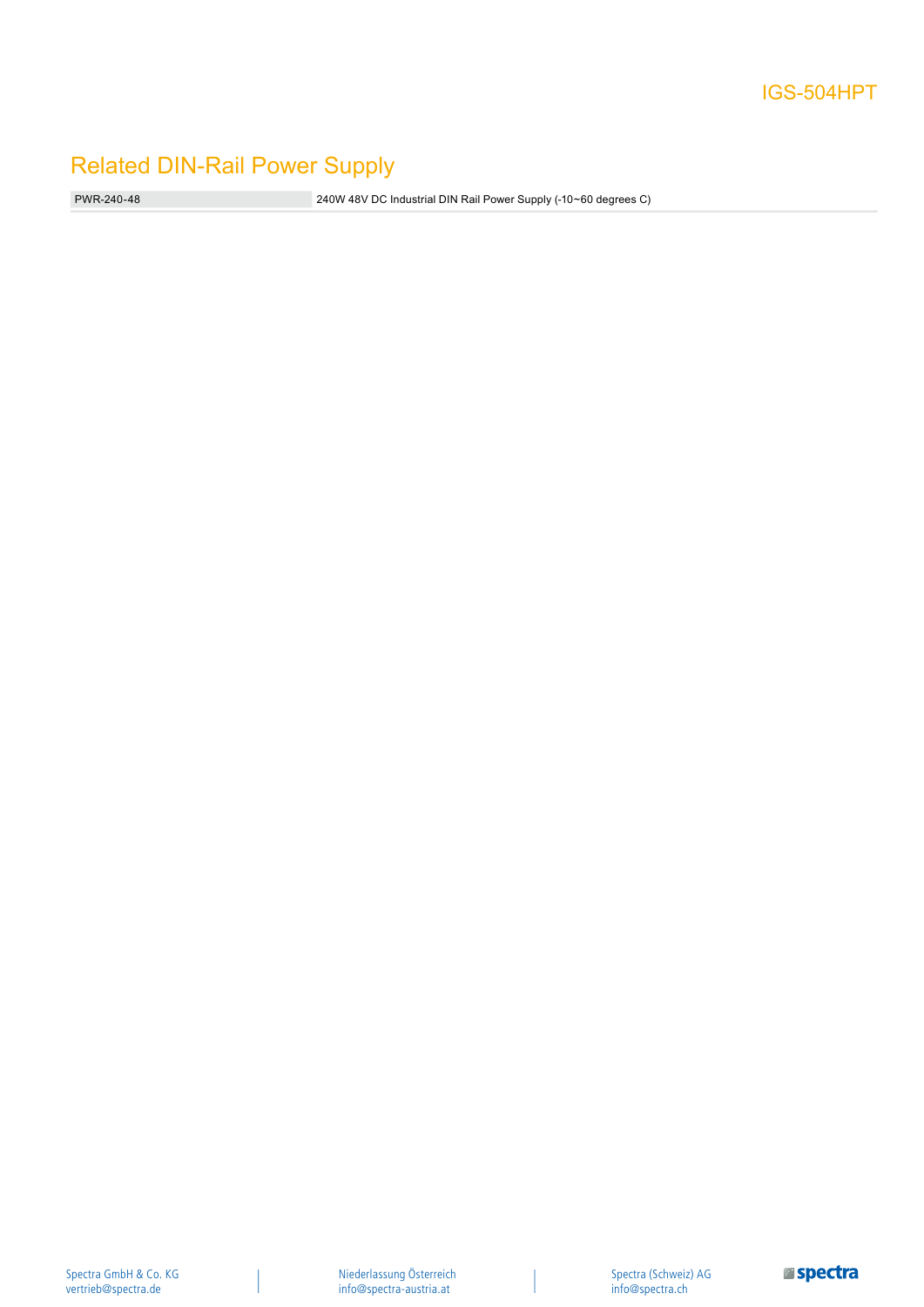## Related DIN-Rail Power Supply

| | |
|---|---|
| PWR-240-48 | 240W 48V DC Industrial DIN Rail Power Supply (-10~60 degrees C) |